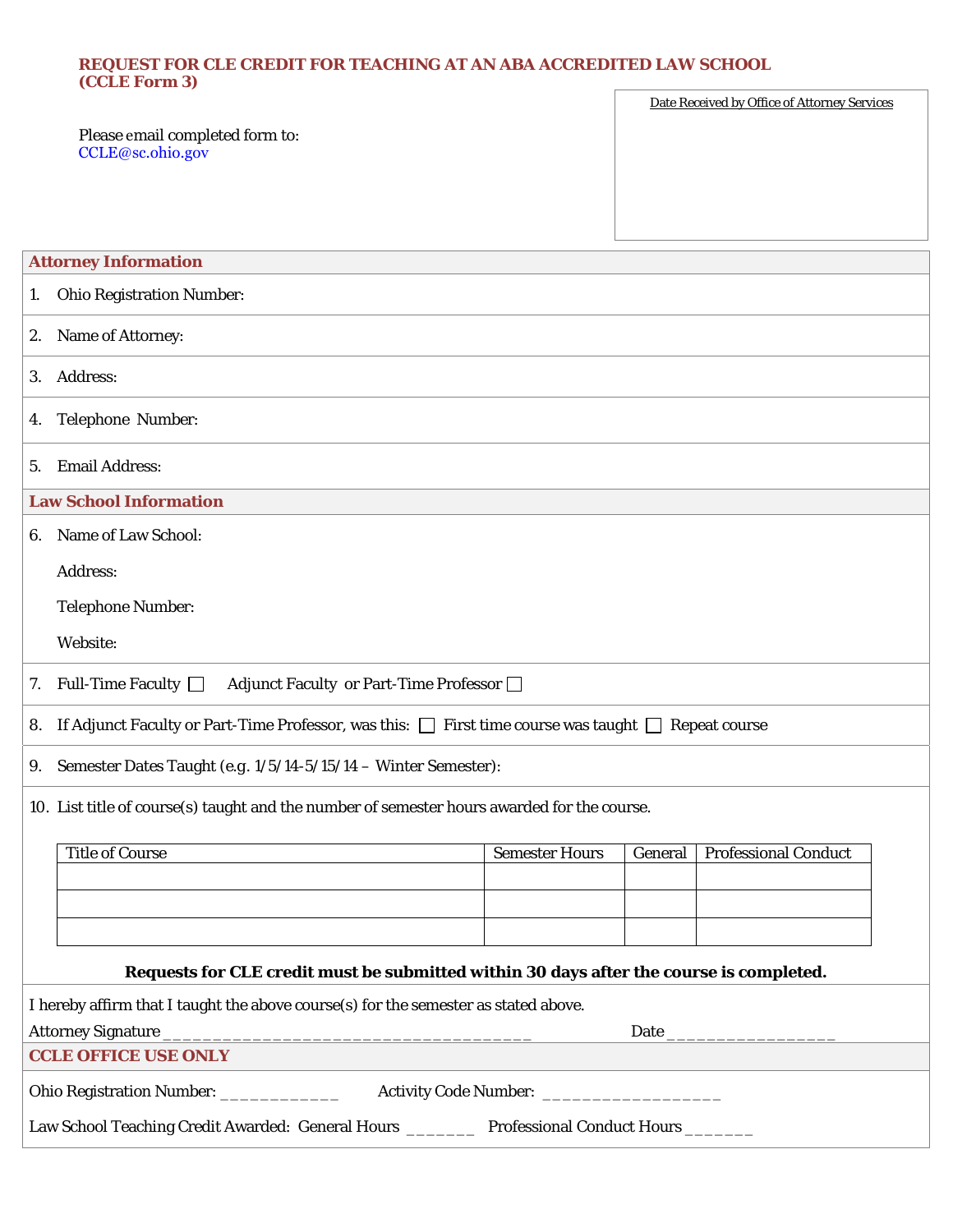# REQUEST FOR CLE CREDIT FOR TEACHING AT AN ABA ACCREDITED LAW SCHOOL (CCLE Form 3)

Please email completed form to:
CCLE@sc.ohio.gov

Date Received by Office of Attorney Services

## Attorney Information

1. Ohio Registration Number:
2. Name of Attorney:
3. Address:
4. Telephone Number:
5. Email Address:

## Law School Information

6. Name of Law School:

   Address:

   Telephone Number:

   Website:

7. Full-Time Faculty ☐ Adjunct Faculty or Part-Time Professor ☐
8. If Adjunct Faculty or Part-Time Professor, was this: ☐ First time course was taught ☐ Repeat course
9. Semester Dates Taught (e.g. 1/5/14-5/15/14 – Winter Semester):
10. List title of course(s) taught and the number of semester hours awarded for the course.

| Title of Course | Semester Hours | General | Professional Conduct |
|---|---|---|---|
| | | | |
| | | | |
| | | | |

**Requests for CLE credit must be submitted within 30 days after the course is completed.**

I hereby affirm that I taught the above course(s) for the semester as stated above.

Attorney Signature ____________________________________ Date ________________

## CCLE OFFICE USE ONLY

Ohio Registration Number: ____________ Activity Code Number: __________________

Law School Teaching Credit Awarded: General Hours _______ Professional Conduct Hours _______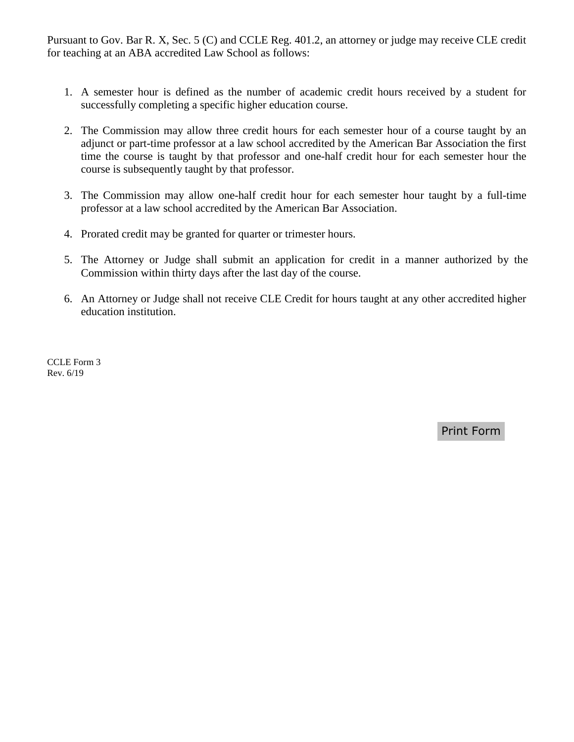Pursuant to Gov. Bar R. X, Sec. 5 (C) and CCLE Reg. 401.2, an attorney or judge may receive CLE credit for teaching at an ABA accredited Law School as follows:

1. A semester hour is defined as the number of academic credit hours received by a student for successfully completing a specific higher education course.

2. The Commission may allow three credit hours for each semester hour of a course taught by an adjunct or part-time professor at a law school accredited by the American Bar Association the first time the course is taught by that professor and one-half credit hour for each semester hour the course is subsequently taught by that professor.

3. The Commission may allow one-half credit hour for each semester hour taught by a full-time professor at a law school accredited by the American Bar Association.

4. Prorated credit may be granted for quarter or trimester hours.

5. The Attorney or Judge shall submit an application for credit in a manner authorized by the Commission within thirty days after the last day of the course.

6. An Attorney or Judge shall not receive CLE Credit for hours taught at any other accredited higher education institution.

CCLE Form 3
Rev. 6/19

Print Form